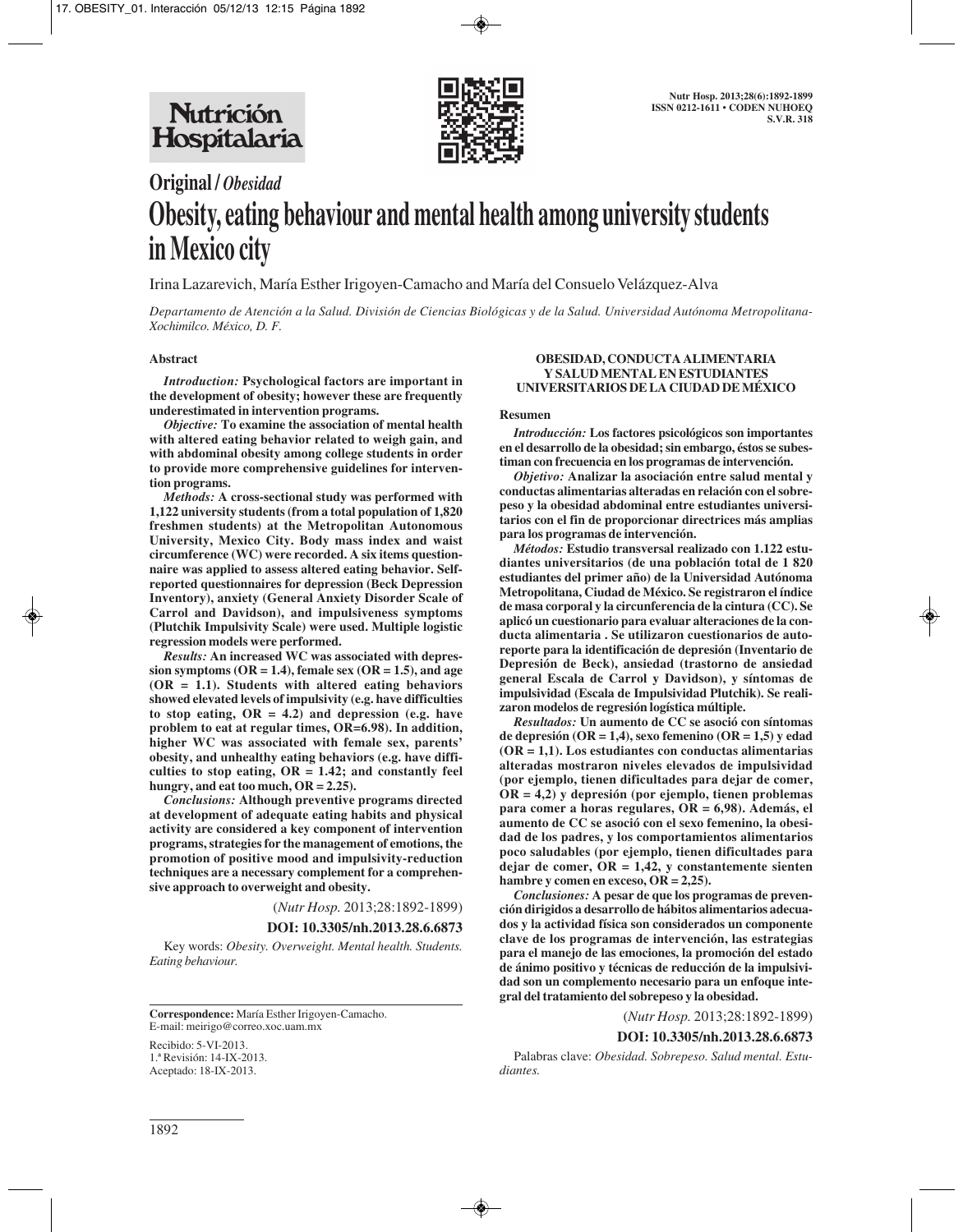Original / *Obesidad*

# Obesity, eating behaviour and mental health among university students in Mexico city

Irina Lazarevich, María Esther Irigoyen-Camacho and María del Consuelo Velázquez-Alva

*Departamento de Atención a la Salud. División de Ciencias Biológicas y de la Salud. Universidad Autónoma Metropolitana-Xochimilco. México, D. F.*

## Abstract

***Introduction:*** **Psychological factors are important in the development of obesity; however these are frequently underestimated in intervention programs.**

***Objective:*** **To examine the association of mental health with altered eating behavior related to weigh gain, and with abdominal obesity among college students in order to provide more comprehensive guidelines for intervention programs.**

***Methods:*** **A cross-sectional study was performed with 1,122 university students (from a total population of 1,820 freshmen students) at the Metropolitan Autonomous University, Mexico City. Body mass index and waist circumference (WC) were recorded. A six items questionnaire was applied to assess altered eating behavior. Self-reported questionnaires for depression (Beck Depression Inventory), anxiety (General Anxiety Disorder Scale of Carrol and Davidson), and impulsiveness symptoms (Plutchik Impulsivity Scale) were used. Multiple logistic regression models were performed.**

***Results:*** **An increased WC was associated with depression symptoms (OR = 1.4), female sex (OR = 1.5), and age (OR = 1.1). Students with altered eating behaviors showed elevated levels of impulsivity (e.g. have difficulties to stop eating, OR = 4.2) and depression (e.g. have problem to eat at regular times, OR=6.98). In addition, higher WC was associated with female sex, parents' obesity, and unhealthy eating behaviors (e.g. have difficulties to stop eating, OR = 1.42; and constantly feel hungry, and eat too much, OR = 2.25).**

***Conclusions:*** **Although preventive programs directed at development of adequate eating habits and physical activity are considered a key component of intervention programs, strategies for the management of emotions, the promotion of positive mood and impulsivity-reduction techniques are a necessary complement for a comprehensive approach to overweight and obesity.**

(*Nutr Hosp.* 2013;28:1892-1899)

**DOI: 10.3305/nh.2013.28.6.6873**

Key words: *Obesity. Overweight. Mental health. Students. Eating behaviour.*

## OBESIDAD, CONDUCTA ALIMENTARIA Y SALUD MENTAL EN ESTUDIANTES UNIVERSITARIOS DE LA CIUDAD DE MÉXICO

### Resumen

***Introducción:*** **Los factores psicológicos son importantes en el desarrollo de la obesidad; sin embargo, éstos se subestiman con frecuencia en los programas de intervención.**

***Objetivo:*** **Analizar la asociación entre salud mental y conductas alimentarias alteradas en relación con el sobrepeso y la obesidad abdominal entre estudiantes universitarios con el fin de proporcionar directrices más amplias para los programas de intervención.**

***Métodos:*** **Estudio transversal realizado con 1.122 estudiantes universitarios (de una población total de 1 820 estudiantes del primer año) de la Universidad Autónoma Metropolitana, Ciudad de México. Se registraron el índice de masa corporal y la circunferencia de la cintura (CC). Se aplicó un cuestionario para evaluar alteraciones de la conducta alimentaria . Se utilizaron cuestionarios de autoreporte para la identificación de depresión (Inventario de Depresión de Beck), ansiedad (trastorno de ansiedad general Escala de Carrol y Davidson), y síntomas de impulsividad (Escala de Impulsividad Plutchik). Se realizaron modelos de regresión logística múltiple.**

***Resultados:*** **Un aumento de CC se asoció con síntomas de depresión (OR = 1,4), sexo femenino (OR = 1,5) y edad (OR = 1,1). Los estudiantes con conductas alimentarias alteradas mostraron niveles elevados de impulsividad (por ejemplo, tienen dificultades para dejar de comer, OR = 4,2) y depresión (por ejemplo, tienen problemas para comer a horas regulares, OR = 6,98). Además, el aumento de CC se asoció con el sexo femenino, la obesidad de los padres, y los comportamientos alimentarios poco saludables (por ejemplo, tienen dificultades para dejar de comer, OR = 1,42, y constantemente sienten hambre y comen en exceso, OR = 2,25).**

***Conclusiones:*** **A pesar de que los programas de prevención dirigidos a desarrollo de hábitos alimentarios adecuados y la actividad física son considerados un componente clave de los programas de intervención, las estrategias para el manejo de las emociones, la promoción del estado de ánimo positivo y técnicas de reducción de la impulsividad son un complemento necesario para un enfoque integral del tratamiento del sobrepeso y la obesidad.**

(*Nutr Hosp.* 2013;28:1892-1899)

**DOI: 10.3305/nh.2013.28.6.6873**

Palabras clave: *Obesidad. Sobrepeso. Salud mental. Estudiantes.*

---

**Correspondence:** María Esther Irigoyen-Camacho.
E-mail: meirigo@correo.xoc.uam.mx

Recibido: 5-VI-2013.
1.ª Revisión: 14-IX-2013.
Aceptado: 18-IX-2013.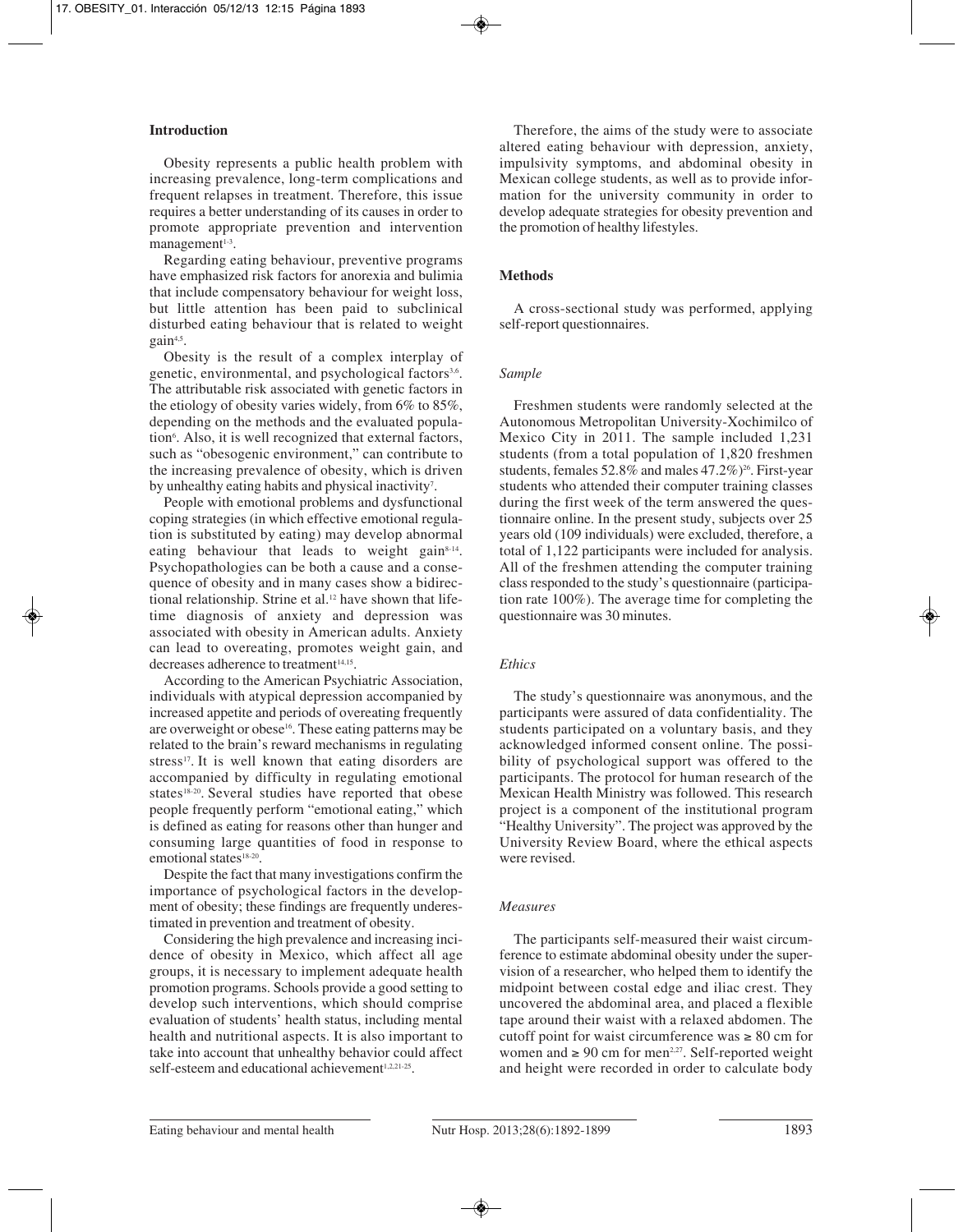## Introduction

Obesity represents a public health problem with increasing prevalence, long-term complications and frequent relapses in treatment. Therefore, this issue requires a better understanding of its causes in order to promote appropriate prevention and intervention management[1-3].

Regarding eating behaviour, preventive programs have emphasized risk factors for anorexia and bulimia that include compensatory behaviour for weight loss, but little attention has been paid to subclinical disturbed eating behaviour that is related to weight gain[4,5].

Obesity is the result of a complex interplay of genetic, environmental, and psychological factors[3,6]. The attributable risk associated with genetic factors in the etiology of obesity varies widely, from 6% to 85%, depending on the methods and the evaluated population[6]. Also, it is well recognized that external factors, such as "obesogenic environment," can contribute to the increasing prevalence of obesity, which is driven by unhealthy eating habits and physical inactivity[7].

People with emotional problems and dysfunctional coping strategies (in which effective emotional regulation is substituted by eating) may develop abnormal eating behaviour that leads to weight gain[8-14]. Psychopathologies can be both a cause and a consequence of obesity and in many cases show a bidirectional relationship. Strine et al.[12] have shown that lifetime diagnosis of anxiety and depression was associated with obesity in American adults. Anxiety can lead to overeating, promotes weight gain, and decreases adherence to treatment[14,15].

According to the American Psychiatric Association, individuals with atypical depression accompanied by increased appetite and periods of overeating frequently are overweight or obese[16]. These eating patterns may be related to the brain's reward mechanisms in regulating stress[17]. It is well known that eating disorders are accompanied by difficulty in regulating emotional states[18-20]. Several studies have reported that obese people frequently perform "emotional eating," which is defined as eating for reasons other than hunger and consuming large quantities of food in response to emotional states[18-20].

Despite the fact that many investigations confirm the importance of psychological factors in the development of obesity; these findings are frequently underestimated in prevention and treatment of obesity.

Considering the high prevalence and increasing incidence of obesity in Mexico, which affect all age groups, it is necessary to implement adequate health promotion programs. Schools provide a good setting to develop such interventions, which should comprise evaluation of students' health status, including mental health and nutritional aspects. It is also important to take into account that unhealthy behavior could affect self-esteem and educational achievement[1,2,21-25].

Therefore, the aims of the study were to associate altered eating behaviour with depression, anxiety, impulsivity symptoms, and abdominal obesity in Mexican college students, as well as to provide information for the university community in order to develop adequate strategies for obesity prevention and the promotion of healthy lifestyles.

## Methods

A cross-sectional study was performed, applying self-report questionnaires.

### *Sample*

Freshmen students were randomly selected at the Autonomous Metropolitan University-Xochimilco of Mexico City in 2011. The sample included 1,231 students (from a total population of 1,820 freshmen students, females 52.8% and males 47.2%)[26]. First-year students who attended their computer training classes during the first week of the term answered the questionnaire online. In the present study, subjects over 25 years old (109 individuals) were excluded, therefore, a total of 1,122 participants were included for analysis. All of the freshmen attending the computer training class responded to the study's questionnaire (participation rate 100%). The average time for completing the questionnaire was 30 minutes.

### *Ethics*

The study's questionnaire was anonymous, and the participants were assured of data confidentiality. The students participated on a voluntary basis, and they acknowledged informed consent online. The possibility of psychological support was offered to the participants. The protocol for human research of the Mexican Health Ministry was followed. This research project is a component of the institutional program "Healthy University". The project was approved by the University Review Board, where the ethical aspects were revised.

### *Measures*

The participants self-measured their waist circumference to estimate abdominal obesity under the supervision of a researcher, who helped them to identify the midpoint between costal edge and iliac crest. They uncovered the abdominal area, and placed a flexible tape around their waist with a relaxed abdomen. The cutoff point for waist circumference was ≥ 80 cm for women and ≥ 90 cm for men[2,27]. Self-reported weight and height were recorded in order to calculate body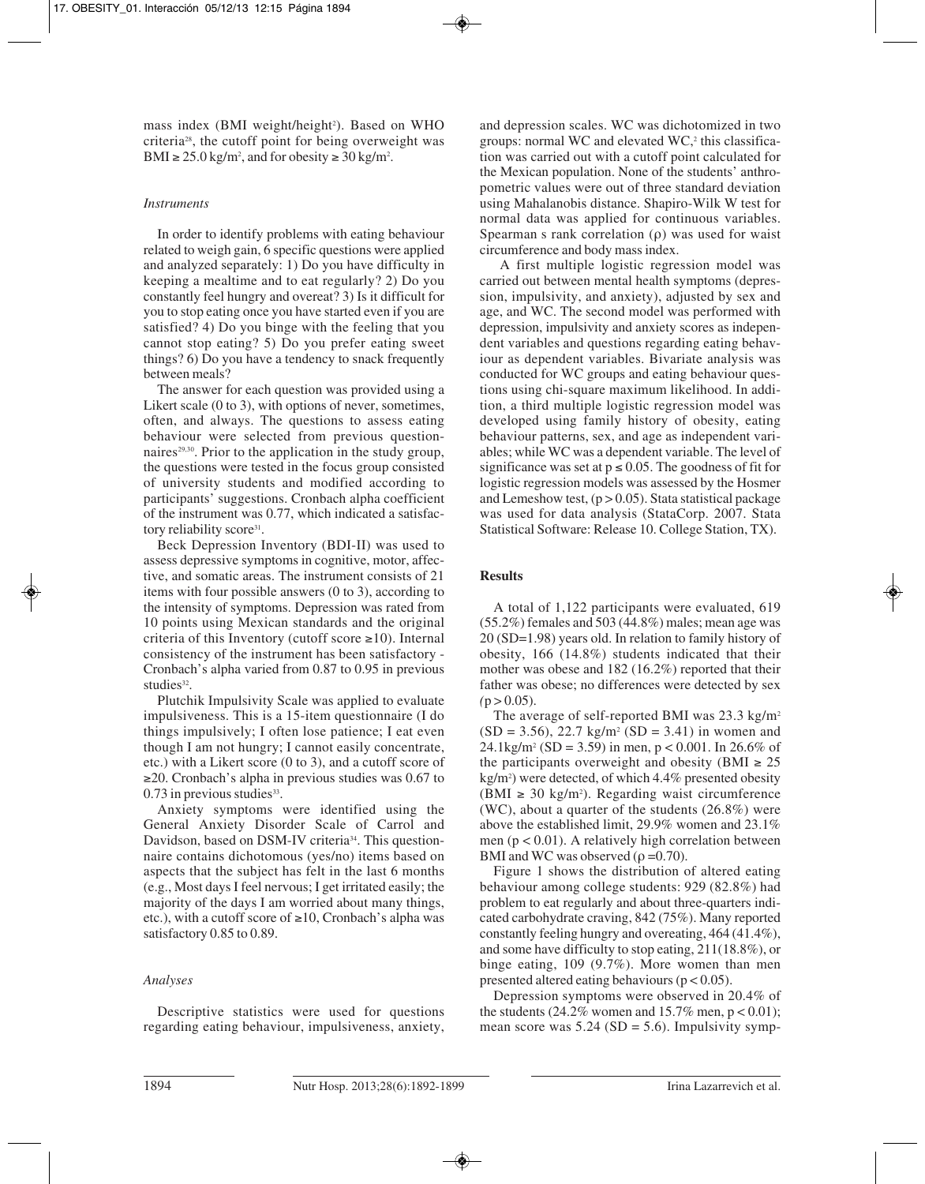mass index (BMI weight/height$^2$). Based on WHO criteria[28], the cutoff point for being overweight was BMI $\geq 25.0$ kg/m$^2$, and for obesity $\geq 30$ kg/m$^2$.

### *Instruments*

In order to identify problems with eating behaviour related to weigh gain, 6 specific questions were applied and analyzed separately: 1) Do you have difficulty in keeping a mealtime and to eat regularly? 2) Do you constantly feel hungry and overeat? 3) Is it difficult for you to stop eating once you have started even if you are satisfied? 4) Do you binge with the feeling that you cannot stop eating? 5) Do you prefer eating sweet things? 6) Do you have a tendency to snack frequently between meals?

The answer for each question was provided using a Likert scale (0 to 3), with options of never, sometimes, often, and always. The questions to assess eating behaviour were selected from previous questionnaires[29,30]. Prior to the application in the study group, the questions were tested in the focus group consisted of university students and modified according to participants' suggestions. Cronbach alpha coefficient of the instrument was 0.77, which indicated a satisfactory reliability score[31].

Beck Depression Inventory (BDI-II) was used to assess depressive symptoms in cognitive, motor, affective, and somatic areas. The instrument consists of 21 items with four possible answers (0 to 3), according to the intensity of symptoms. Depression was rated from 10 points using Mexican standards and the original criteria of this Inventory (cutoff score $\geq$10). Internal consistency of the instrument has been satisfactory - Cronbach's alpha varied from 0.87 to 0.95 in previous studies[32].

Plutchik Impulsivity Scale was applied to evaluate impulsiveness. This is a 15-item questionnaire (I do things impulsively; I often lose patience; I eat even though I am not hungry; I cannot easily concentrate, etc.) with a Likert score (0 to 3), and a cutoff score of $\geq$20. Cronbach's alpha in previous studies was 0.67 to 0.73 in previous studies[33].

Anxiety symptoms were identified using the General Anxiety Disorder Scale of Carrol and Davidson, based on DSM-IV criteria[34]. This questionnaire contains dichotomous (yes/no) items based on aspects that the subject has felt in the last 6 months (e.g., Most days I feel nervous; I get irritated easily; the majority of the days I am worried about many things, etc.), with a cutoff score of $\geq$10, Cronbach's alpha was satisfactory 0.85 to 0.89.

### *Analyses*

Descriptive statistics were used for questions regarding eating behaviour, impulsiveness, anxiety, and depression scales. WC was dichotomized in two groups: normal WC and elevated WC,[2] this classification was carried out with a cutoff point calculated for the Mexican population. None of the students' anthropometric values were out of three standard deviation using Mahalanobis distance. Shapiro-Wilk W test for normal data was applied for continuous variables. Spearman s rank correlation ($\rho$) was used for waist circumference and body mass index.

A first multiple logistic regression model was carried out between mental health symptoms (depression, impulsivity, and anxiety), adjusted by sex and age, and WC. The second model was performed with depression, impulsivity and anxiety scores as independent variables and questions regarding eating behaviour as dependent variables. Bivariate analysis was conducted for WC groups and eating behaviour questions using chi-square maximum likelihood. In addition, a third multiple logistic regression model was developed using family history of obesity, eating behaviour patterns, sex, and age as independent variables; while WC was a dependent variable. The level of significance was set at $p \leq 0.05$. The goodness of fit for logistic regression models was assessed by the Hosmer and Lemeshow test, ($p > 0.05$). Stata statistical package was used for data analysis (StataCorp. 2007. Stata Statistical Software: Release 10. College Station, TX).

## **Results**

A total of 1,122 participants were evaluated, 619 (55.2%) females and 503 (44.8%) males; mean age was 20 (SD=1.98) years old. In relation to family history of obesity, 166 (14.8%) students indicated that their mother was obese and 182 (16.2%) reported that their father was obese; no differences were detected by sex ($p > 0.05$).

The average of self-reported BMI was 23.3 kg/m$^2$ (SD = 3.56), 22.7 kg/m$^2$ (SD = 3.41) in women and 24.1kg/m$^2$ (SD = 3.59) in men, $p < 0.001$. In 26.6% of the participants overweight and obesity (BMI $\geq$ 25 kg/m$^2$) were detected, of which 4.4% presented obesity (BMI $\geq$ 30 kg/m$^2$). Regarding waist circumference (WC), about a quarter of the students (26.8%) were above the established limit, 29.9% women and 23.1% men ($p < 0.01$). A relatively high correlation between BMI and WC was observed ($\rho$ =0.70).

Figure 1 shows the distribution of altered eating behaviour among college students: 929 (82.8%) had problem to eat regularly and about three-quarters indicated carbohydrate craving, 842 (75%). Many reported constantly feeling hungry and overeating, 464 (41.4%), and some have difficulty to stop eating, 211(18.8%), or binge eating, 109 (9.7%). More women than men presented altered eating behaviours ($p < 0.05$).

Depression symptoms were observed in 20.4% of the students (24.2% women and 15.7% men, $p < 0.01$); mean score was 5.24 (SD = 5.6). Impulsivity symp-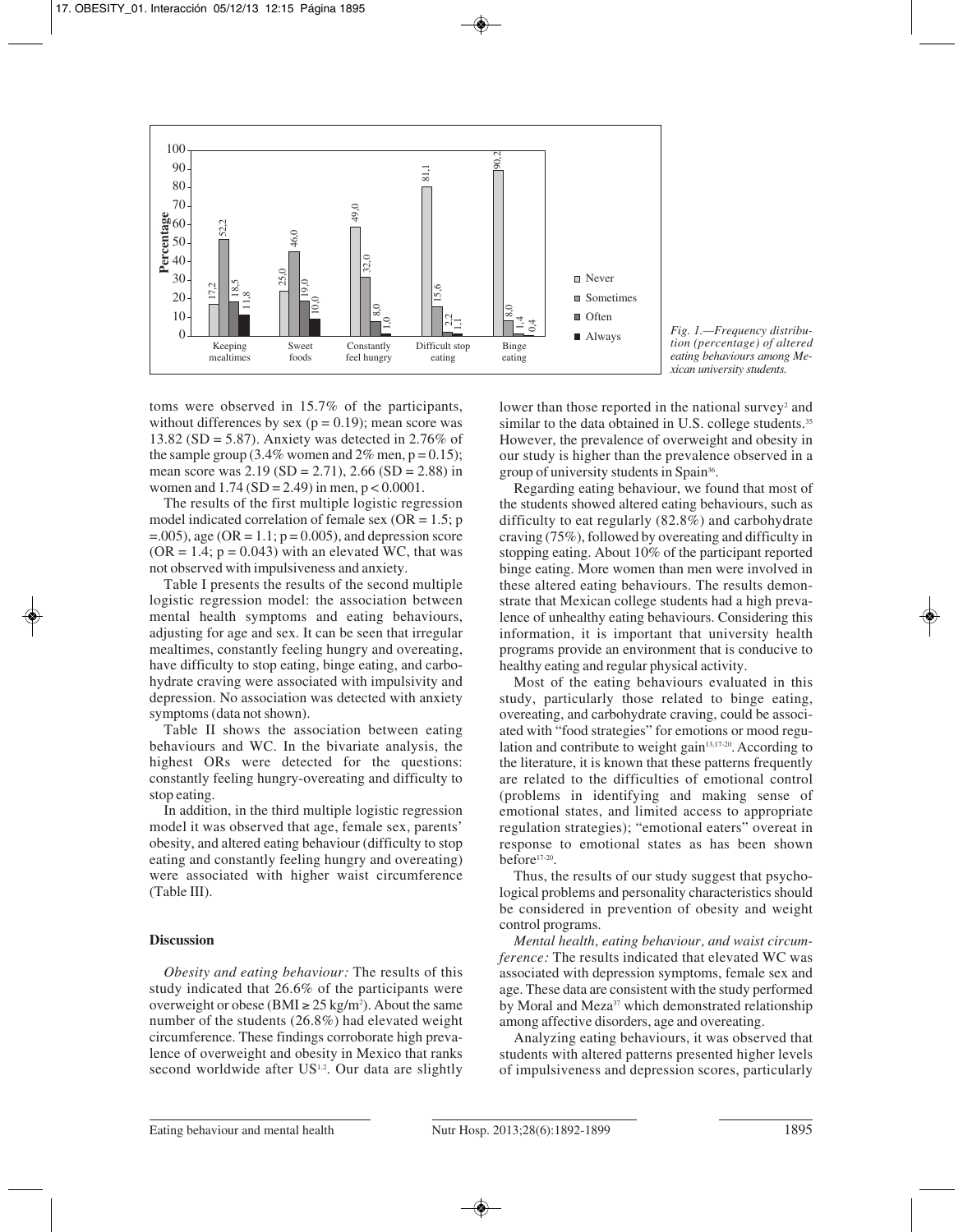*Fig. 1.—Frequency distribution (percentage) of altered eating behaviours among Mexican university students.*

toms were observed in 15.7% of the participants, without differences by sex (p = 0.19); mean score was 13.82 (SD = 5.87). Anxiety was detected in 2.76% of the sample group (3.4% women and 2% men, p = 0.15); mean score was 2.19 (SD = 2.71), 2.66 (SD = 2.88) in women and 1.74 (SD = 2.49) in men, p < 0.0001.

The results of the first multiple logistic regression model indicated correlation of female sex (OR = 1.5; p =.005), age (OR = 1.1; p = 0.005), and depression score (OR = 1.4; p = 0.043) with an elevated WC, that was not observed with impulsiveness and anxiety.

Table I presents the results of the second multiple logistic regression model: the association between mental health symptoms and eating behaviours, adjusting for age and sex. It can be seen that irregular mealtimes, constantly feeling hungry and overeating, have difficulty to stop eating, binge eating, and carbohydrate craving were associated with impulsivity and depression. No association was detected with anxiety symptoms (data not shown).

Table II shows the association between eating behaviours and WC. In the bivariate analysis, the highest ORs were detected for the questions: constantly feeling hungry-overeating and difficulty to stop eating.

In addition, in the third multiple logistic regression model it was observed that age, female sex, parents' obesity, and altered eating behaviour (difficulty to stop eating and constantly feeling hungry and overeating) were associated with higher waist circumference (Table III).

## Discussion

*Obesity and eating behaviour:* The results of this study indicated that 26.6% of the participants were overweight or obese (BMI ≥ 25 kg/m$^2$). About the same number of the students (26.8%) had elevated weight circumference. These findings corroborate high prevalence of overweight and obesity in Mexico that ranks second worldwide after US[1,2]. Our data are slightly lower than those reported in the national survey[2] and similar to the data obtained in U.S. college students.[35] However, the prevalence of overweight and obesity in our study is higher than the prevalence observed in a group of university students in Spain[36].

Regarding eating behaviour, we found that most of the students showed altered eating behaviours, such as difficulty to eat regularly (82.8%) and carbohydrate craving (75%), followed by overeating and difficulty in stopping eating. About 10% of the participant reported binge eating. More women than men were involved in these altered eating behaviours. The results demonstrate that Mexican college students had a high prevalence of unhealthy eating behaviours. Considering this information, it is important that university health programs provide an environment that is conducive to healthy eating and regular physical activity.

Most of the eating behaviours evaluated in this study, particularly those related to binge eating, overeating, and carbohydrate craving, could be associated with "food strategies" for emotions or mood regulation and contribute to weight gain[13,17-20]. According to the literature, it is known that these patterns frequently are related to the difficulties of emotional control (problems in identifying and making sense of emotional states, and limited access to appropriate regulation strategies); "emotional eaters" overeat in response to emotional states as has been shown before[17-20].

Thus, the results of our study suggest that psychological problems and personality characteristics should be considered in prevention of obesity and weight control programs.

*Mental health, eating behaviour, and waist circumference:* The results indicated that elevated WC was associated with depression symptoms, female sex and age. These data are consistent with the study performed by Moral and Meza[37] which demonstrated relationship among affective disorders, age and overeating.

Analyzing eating behaviours, it was observed that students with altered patterns presented higher levels of impulsiveness and depression scores, particularly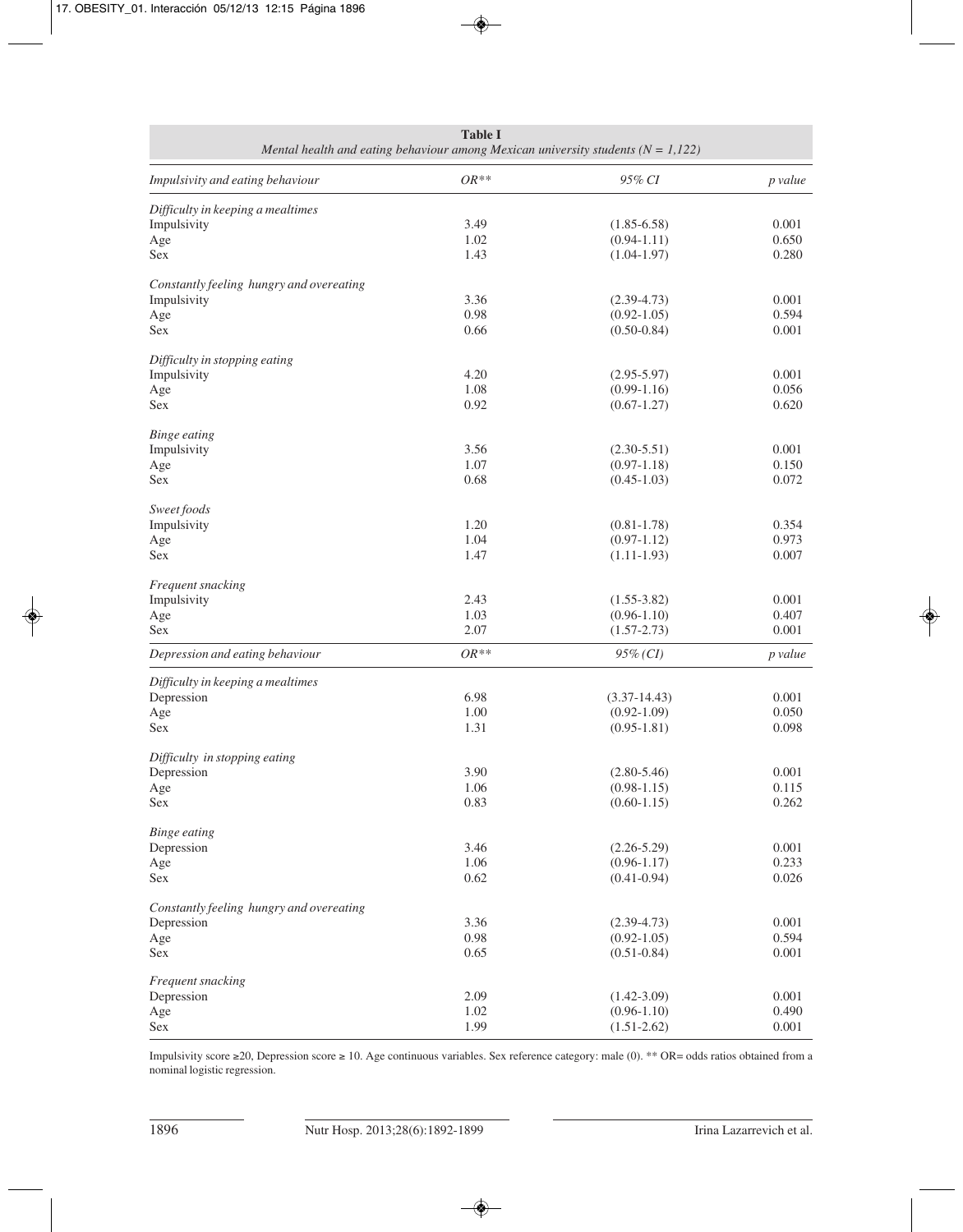**Table I**
*Mental health and eating behaviour among Mexican university students (N = 1,122)*

| *Impulsivity and eating behaviour* | *OR*** | *95% CI* | *p value* |
|---|---|---|---|
| *Difficulty in keeping a mealtimes* | | | |
| Impulsivity | 3.49 | (1.85-6.58) | 0.001 |
| Age | 1.02 | (0.94-1.11) | 0.650 |
| Sex | 1.43 | (1.04-1.97) | 0.280 |
| *Constantly feeling hungry and overeating* | | | |
| Impulsivity | 3.36 | (2.39-4.73) | 0.001 |
| Age | 0.98 | (0.92-1.05) | 0.594 |
| Sex | 0.66 | (0.50-0.84) | 0.001 |
| *Difficulty in stopping eating* | | | |
| Impulsivity | 4.20 | (2.95-5.97) | 0.001 |
| Age | 1.08 | (0.99-1.16) | 0.056 |
| Sex | 0.92 | (0.67-1.27) | 0.620 |
| *Binge eating* | | | |
| Impulsivity | 3.56 | (2.30-5.51) | 0.001 |
| Age | 1.07 | (0.97-1.18) | 0.150 |
| Sex | 0.68 | (0.45-1.03) | 0.072 |
| *Sweet foods* | | | |
| Impulsivity | 1.20 | (0.81-1.78) | 0.354 |
| Age | 1.04 | (0.97-1.12) | 0.973 |
| Sex | 1.47 | (1.11-1.93) | 0.007 |
| *Frequent snacking* | | | |
| Impulsivity | 2.43 | (1.55-3.82) | 0.001 |
| Age | 1.03 | (0.96-1.10) | 0.407 |
| Sex | 2.07 | (1.57-2.73) | 0.001 |
| *Depression and eating behaviour* | *OR*** | *95% (CI)* | *p value* |
| *Difficulty in keeping a mealtimes* | | | |
| Depression | 6.98 | (3.37-14.43) | 0.001 |
| Age | 1.00 | (0.92-1.09) | 0.050 |
| Sex | 1.31 | (0.95-1.81) | 0.098 |
| *Difficulty in stopping eating* | | | |
| Depression | 3.90 | (2.80-5.46) | 0.001 |
| Age | 1.06 | (0.98-1.15) | 0.115 |
| Sex | 0.83 | (0.60-1.15) | 0.262 |
| *Binge eating* | | | |
| Depression | 3.46 | (2.26-5.29) | 0.001 |
| Age | 1.06 | (0.96-1.17) | 0.233 |
| Sex | 0.62 | (0.41-0.94) | 0.026 |
| *Constantly feeling hungry and overeating* | | | |
| Depression | 3.36 | (2.39-4.73) | 0.001 |
| Age | 0.98 | (0.92-1.05) | 0.594 |
| Sex | 0.65 | (0.51-0.84) | 0.001 |
| *Frequent snacking* | | | |
| Depression | 2.09 | (1.42-3.09) | 0.001 |
| Age | 1.02 | (0.96-1.10) | 0.490 |
| Sex | 1.99 | (1.51-2.62) | 0.001 |

Impulsivity score ≥20, Depression score ≥ 10. Age continuous variables. Sex reference category: male (0). ** OR= odds ratios obtained from a nominal logistic regression.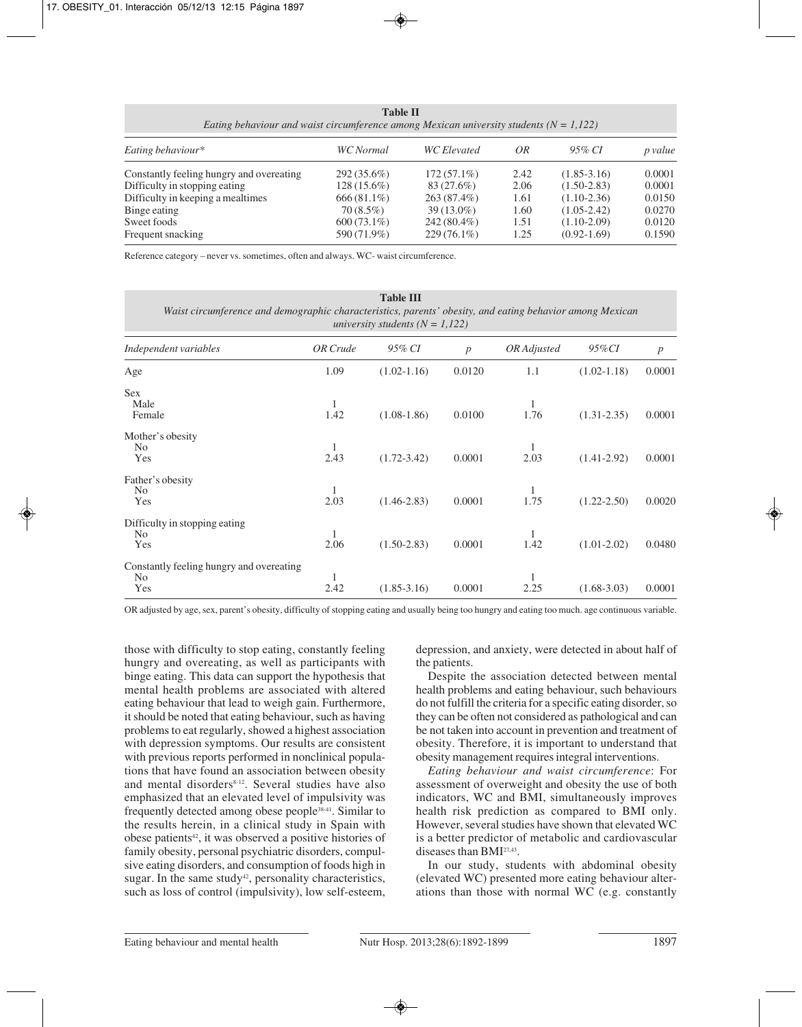**Table II**
*Eating behaviour and waist circumference among Mexican university students (N = 1,122)*

| *Eating behaviour\** | *WC Normal* | *WC Elevated* | *OR* | *95% CI* | *p value* |
|---|---|---|---|---|---|
| Constantly feeling hungry and overeating | 292 (35.6%) | 172 (57.1%) | 2.42 | (1.85-3.16) | 0.0001 |
| Difficulty in stopping eating | 128 (15.6%) | 83 (27.6%) | 2.06 | (1.50-2.83) | 0.0001 |
| Difficulty in keeping a mealtimes | 666 (81.1%) | 263 (87.4%) | 1.61 | (1.10-2.36) | 0.0150 |
| Binge eating | 70 (8.5%) | 39 (13.0%) | 1.60 | (1.05-2.42) | 0.0270 |
| Sweet foods | 600 (73.1%) | 242 (80.4%) | 1.51 | (1.10-2.09) | 0.0120 |
| Frequent snacking | 590 (71.9%) | 229 (76.1%) | 1.25 | (0.92-1.69) | 0.1590 |

Reference category – never vs. sometimes, often and always. WC- waist circumference.

**Table III**
*Waist circumference and demographic characteristics, parents' obesity, and eating behavior among Mexican university students (N = 1,122)*

| *Independent variables* | *OR Crude* | *95% CI* | *p* | *OR Adjusted* | *95%CI* | *p* |
|---|---|---|---|---|---|---|
| Age | 1.09 | (1.02-1.16) | 0.0120 | 1.1 | (1.02-1.18) | 0.0001 |
| Sex | | | | | | |
| Male | 1 | | | 1 | | |
| Female | 1.42 | (1.08-1.86) | 0.0100 | 1.76 | (1.31-2.35) | 0.0001 |
| Mother's obesity | | | | | | |
| No | 1 | | | 1 | | |
| Yes | 2.43 | (1.72-3.42) | 0.0001 | 2.03 | (1.41-2.92) | 0.0001 |
| Father's obesity | | | | | | |
| No | 1 | | | 1 | | |
| Yes | 2.03 | (1.46-2.83) | 0.0001 | 1.75 | (1.22-2.50) | 0.0020 |
| Difficulty in stopping eating | | | | | | |
| No | 1 | | | 1 | | |
| Yes | 2.06 | (1.50-2.83) | 0.0001 | 1.42 | (1.01-2.02) | 0.0480 |
| Constantly feeling hungry and overeating | | | | | | |
| No | 1 | | | 1 | | |
| Yes | 2.42 | (1.85-3.16) | 0.0001 | 2.25 | (1.68-3.03) | 0.0001 |

OR adjusted by age, sex, parent's obesity, difficulty of stopping eating and usually being too hungry and eating too much. age continuous variable.

those with difficulty to stop eating, constantly feeling hungry and overeating, as well as participants with binge eating. This data can support the hypothesis that mental health problems are associated with altered eating behaviour that lead to weigh gain. Furthermore, it should be noted that eating behaviour, such as having problems to eat regularly, showed a highest association with depression symptoms. Our results are consistent with previous reports performed in nonclinical populations that have found an association between obesity and mental disorders[8-12]. Several studies have also emphasized that an elevated level of impulsivity was frequently detected among obese people[38-41]. Similar to the results herein, in a clinical study in Spain with obese patients[42], it was observed a positive histories of family obesity, personal psychiatric disorders, compulsive eating disorders, and consumption of foods high in sugar. In the same study[42], personality characteristics, such as loss of control (impulsivity), low self-esteem, depression, and anxiety, were detected in about half of the patients.

Despite the association detected between mental health problems and eating behaviour, such behaviours do not fulfill the criteria for a specific eating disorder, so they can be often not considered as pathological and can be not taken into account in prevention and treatment of obesity. Therefore, it is important to understand that obesity management requires integral interventions.

*Eating behaviour and waist circumference*: For assessment of overweight and obesity the use of both indicators, WC and BMI, simultaneously improves health risk prediction as compared to BMI only. However, several studies have shown that elevated WC is a better predictor of metabolic and cardiovascular diseases than BMI[27,43].

In our study, students with abdominal obesity (elevated WC) presented more eating behaviour alterations than those with normal WC (e.g. constantly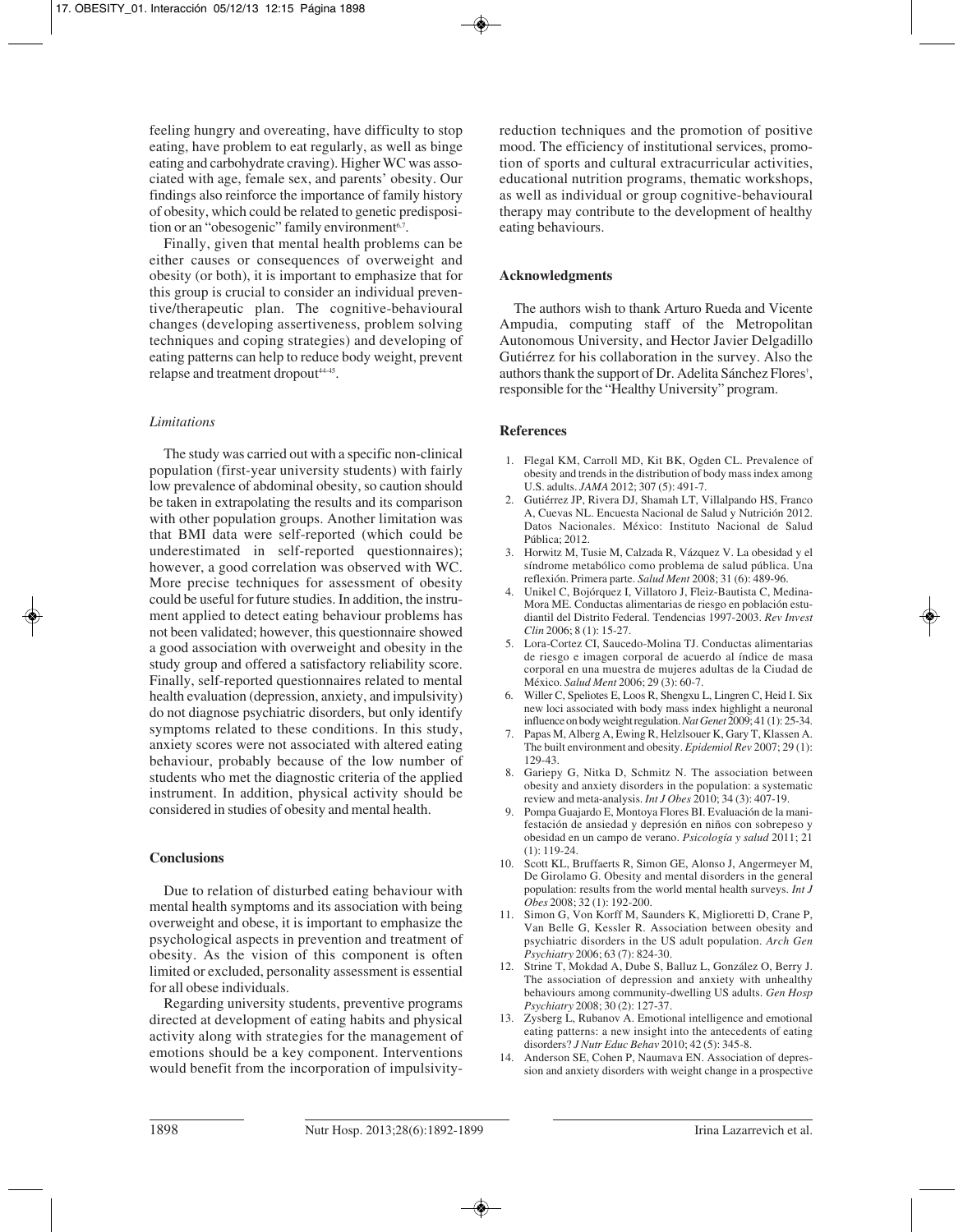feeling hungry and overeating, have difficulty to stop eating, have problem to eat regularly, as well as binge eating and carbohydrate craving). Higher WC was associated with age, female sex, and parents' obesity. Our findings also reinforce the importance of family history of obesity, which could be related to genetic predisposition or an "obesogenic" family environment[6,7].

Finally, given that mental health problems can be either causes or consequences of overweight and obesity (or both), it is important to emphasize that for this group is crucial to consider an individual preventive/therapeutic plan. The cognitive-behavioural changes (developing assertiveness, problem solving techniques and coping strategies) and developing of eating patterns can help to reduce body weight, prevent relapse and treatment dropout[44-45].

### *Limitations*

The study was carried out with a specific non-clinical population (first-year university students) with fairly low prevalence of abdominal obesity, so caution should be taken in extrapolating the results and its comparison with other population groups. Another limitation was that BMI data were self-reported (which could be underestimated in self-reported questionnaires); however, a good correlation was observed with WC. More precise techniques for assessment of obesity could be useful for future studies. In addition, the instrument applied to detect eating behaviour problems has not been validated; however, this questionnaire showed a good association with overweight and obesity in the study group and offered a satisfactory reliability score. Finally, self-reported questionnaires related to mental health evaluation (depression, anxiety, and impulsivity) do not diagnose psychiatric disorders, but only identify symptoms related to these conditions. In this study, anxiety scores were not associated with altered eating behaviour, probably because of the low number of students who met the diagnostic criteria of the applied instrument. In addition, physical activity should be considered in studies of obesity and mental health.

## Conclusions

Due to relation of disturbed eating behaviour with mental health symptoms and its association with being overweight and obese, it is important to emphasize the psychological aspects in prevention and treatment of obesity. As the vision of this component is often limited or excluded, personality assessment is essential for all obese individuals.

Regarding university students, preventive programs directed at development of eating habits and physical activity along with strategies for the management of emotions should be a key component. Interventions would benefit from the incorporation of impulsivity-reduction techniques and the promotion of positive mood. The efficiency of institutional services, promotion of sports and cultural extracurricular activities, educational nutrition programs, thematic workshops, as well as individual or group cognitive-behavioural therapy may contribute to the development of healthy eating behaviours.

## Acknowledgments

The authors wish to thank Arturo Rueda and Vicente Ampudia, computing staff of the Metropolitan Autonomous University, and Hector Javier Delgadillo Gutiérrez for his collaboration in the survey. Also the authors thank the support of Dr. Adelita Sánchez Flores[†], responsible for the "Healthy University" program.

## References

1. Flegal KM, Carroll MD, Kit BK, Ogden CL. Prevalence of obesity and trends in the distribution of body mass index among U.S. adults. *JAMA* 2012; 307 (5): 491-7.
2. Gutiérrez JP, Rivera DJ, Shamah LT, Villalpando HS, Franco A, Cuevas NL. Encuesta Nacional de Salud y Nutrición 2012. Datos Nacionales. México: Instituto Nacional de Salud Pública; 2012.
3. Horwitz M, Tusie M, Calzada R, Vázquez V. La obesidad y el síndrome metabólico como problema de salud pública. Una reflexión. Primera parte. *Salud Ment* 2008; 31 (6): 489-96.
4. Unikel C, Bojórquez I, Villatoro J, Fleiz-Bautista C, Medina-Mora ME. Conductas alimentarias de riesgo en población estudiantil del Distrito Federal. Tendencias 1997-2003. *Rev Invest Clin* 2006; 8 (1): 15-27.
5. Lora-Cortez CI, Saucedo-Molina TJ. Conductas alimentarias de riesgo e imagen corporal de acuerdo al índice de masa corporal en una muestra de mujeres adultas de la Ciudad de México. *Salud Ment* 2006; 29 (3): 60-7.
6. Willer C, Speliotes E, Loos R, Shengxu L, Lingren C, Heid I. Six new loci associated with body mass index highlight a neuronal influence on body weight regulation. *Nat Genet* 2009; 41 (1): 25-34.
7. Papas M, Alberg A, Ewing R, Helzlsouer K, Gary T, Klassen A. The built environment and obesity. *Epidemiol Rev* 2007; 29 (1): 129-43.
8. Gariepy G, Nitka D, Schmitz N. The association between obesity and anxiety disorders in the population: a systematic review and meta-analysis. *Int J Obes* 2010; 34 (3): 407-19.
9. Pompa Guajardo E, Montoya Flores BI. Evaluación de la manifestación de ansiedad y depresión en niños con sobrepeso y obesidad en un campo de verano. *Psicología y salud* 2011; 21 (1): 119-24.
10. Scott KL, Bruffaerts R, Simon GE, Alonso J, Angermeyer M, De Girolamo G. Obesity and mental disorders in the general population: results from the world mental health surveys. *Int J Obes* 2008; 32 (1): 192-200.
11. Simon G, Von Korff M, Saunders K, Miglioretti D, Crane P, Van Belle G, Kessler R. Association between obesity and psychiatric disorders in the US adult population. *Arch Gen Psychiatry* 2006; 63 (7): 824-30.
12. Strine T, Mokdad A, Dube S, Balluz L, González O, Berry J. The association of depression and anxiety with unhealthy behaviours among community-dwelling US adults. *Gen Hosp Psychiatry* 2008; 30 (2): 127-37.
13. Zysberg L, Rubanov A. Emotional intelligence and emotional eating patterns: a new insight into the antecedents of eating disorders? *J Nutr Educ Behav* 2010; 42 (5): 345-8.
14. Anderson SE, Cohen P, Naumava EN. Association of depression and anxiety disorders with weight change in a prospective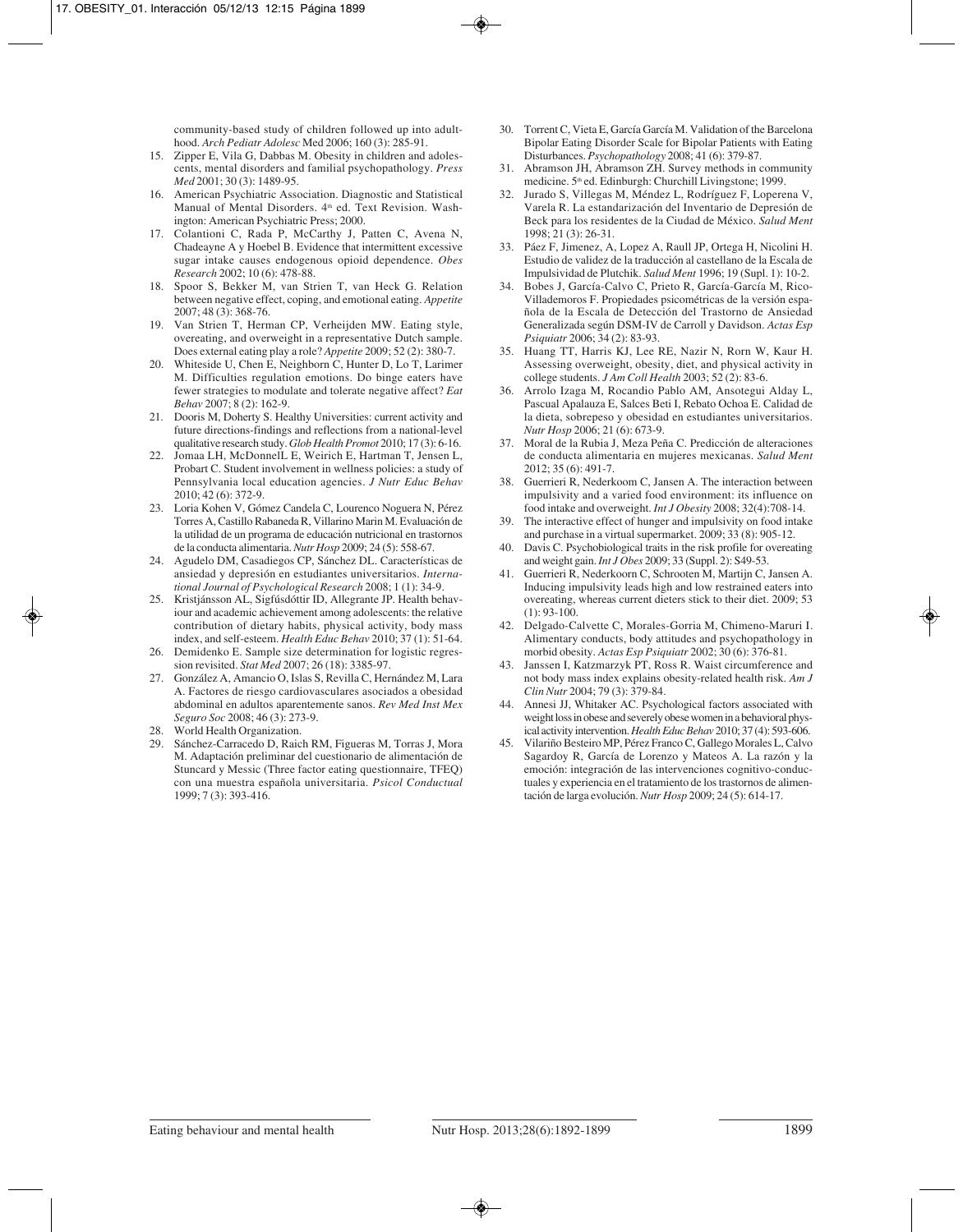community-based study of children followed up into adulthood. *Arch Pediatr Adolesc* Med 2006; 160 (3): 285-91.

15. Zipper E, Vila G, Dabbas M. Obesity in children and adolescents, mental disorders and familial psychopathology. *Press Med* 2001; 30 (3): 1489-95.
16. American Psychiatric Association. Diagnostic and Statistical Manual of Mental Disorders. 4th ed. Text Revision. Washington: American Psychiatric Press; 2000.
17. Colantioni C, Rada P, McCarthy J, Patten C, Avena N, Chadeayne A y Hoebel B. Evidence that intermittent excessive sugar intake causes endogenous opioid dependence. *Obes Research* 2002; 10 (6): 478-88.
18. Spoor S, Bekker M, van Strien T, van Heck G. Relation between negative effect, coping, and emotional eating. *Appetite* 2007; 48 (3): 368-76.
19. Van Strien T, Herman CP, Verheijden MW. Eating style, overeating, and overweight in a representative Dutch sample. Does external eating play a role? *Appetite* 2009; 52 (2): 380-7.
20. Whiteside U, Chen E, Neighborn C, Hunter D, Lo T, Larimer M. Difficulties regulation emotions. Do binge eaters have fewer strategies to modulate and tolerate negative affect? *Eat Behav* 2007; 8 (2): 162-9.
21. Dooris M, Doherty S. Healthy Universities: current activity and future directions-findings and reflections from a national-level qualitative research study. *Glob Health Promot* 2010; 17 (3): 6-16.
22. Jomaa LH, McDonnelL E, Weirich E, Hartman T, Jensen L, Probart C. Student involvement in wellness policies: a study of Pennsylvania local education agencies. *J Nutr Educ Behav* 2010; 42 (6): 372-9.
23. Loria Kohen V, Gómez Candela C, Lourenco Noguera N, Pérez Torres A, Castillo Rabaneda R, Villarino Marin M. Evaluación de la utilidad de un programa de educación nutricional en trastornos de la conducta alimentaria. *Nutr Hosp* 2009; 24 (5): 558-67.
24. Agudelo DM, Casadiegos CP, Sánchez DL. Características de ansiedad y depresión en estudiantes universitarios. *International Journal of Psychological Research* 2008; 1 (1): 34-9.
25. Kristjánsson AL, Sigfúsdóttir ID, Allegrante JP. Health behaviour and academic achievement among adolescents: the relative contribution of dietary habits, physical activity, body mass index, and self-esteem. *Health Educ Behav* 2010; 37 (1): 51-64.
26. Demidenko E. Sample size determination for logistic regression revisited. *Stat Med* 2007; 26 (18): 3385-97.
27. González A, Amancio O, Islas S, Revilla C, Hernández M, Lara A. Factores de riesgo cardiovasculares asociados a obesidad abdominal en adultos aparentemente sanos. *Rev Med Inst Mex Seguro Soc* 2008; 46 (3): 273-9.
28. World Health Organization.
29. Sánchez-Carracedo D, Raich RM, Figueras M, Torras J, Mora M. Adaptación preliminar del cuestionario de alimentación de Stuncard y Messic (Three factor eating questionnaire, TFEQ) con una muestra española universitaria. *Psicol Conductual* 1999; 7 (3): 393-416.
30. Torrent C, Vieta E, García García M. Validation of the Barcelona Bipolar Eating Disorder Scale for Bipolar Patients with Eating Disturbances. *Psychopathology* 2008; 41 (6): 379-87.
31. Abramson JH, Abramson ZH. Survey methods in community medicine. 5th ed. Edinburgh: Churchill Livingstone; 1999.
32. Jurado S, Villegas M, Méndez L, Rodríguez F, Loperena V, Varela R. La estandarización del Inventario de Depresión de Beck para los residentes de la Ciudad de México. *Salud Ment* 1998; 21 (3): 26-31.
33. Páez F, Jimenez, A, Lopez A, Raull JP, Ortega H, Nicolini H. Estudio de validez de la traducción al castellano de la Escala de Impulsividad de Plutchik. *Salud Ment* 1996; 19 (Supl. 1): 10-2.
34. Bobes J, García-Calvo C, Prieto R, García-García M, Rico-Villademoros F. Propiedades psicométricas de la versión española de la Escala de Detección del Trastorno de Ansiedad Generalizada según DSM-IV de Carroll y Davidson. *Actas Esp Psiquiatr* 2006; 34 (2): 83-93.
35. Huang TT, Harris KJ, Lee RE, Nazir N, Rorn W, Kaur H. Assessing overweight, obesity, diet, and physical activity in college students. *J Am Coll Health* 2003; 52 (2): 83-6.
36. Arrolo Izaga M, Rocandio Pablo AM, Ansotegui Alday L, Pascual Apalauza E, Salces Beti I, Rebato Ochoa E. Calidad de la dieta, sobrepeso y obesidad en estudiantes universitarios. *Nutr Hosp* 2006; 21 (6): 673-9.
37. Moral de la Rubia J, Meza Peña C. Predicción de alteraciones de conducta alimentaria en mujeres mexicanas. *Salud Ment* 2012; 35 (6): 491-7.
38. Guerrieri R, Nederkoom C, Jansen A. The interaction between impulsivity and a varied food environment: its influence on food intake and overweight. *Int J Obesity* 2008; 32(4):708-14.
39. The interactive effect of hunger and impulsivity on food intake and purchase in a virtual supermarket. 2009; 33 (8): 905-12.
40. Davis C. Psychobiological traits in the risk profile for overeating and weight gain. *Int J Obes* 2009; 33 (Suppl. 2): S49-53.
41. Guerrieri R, Nederkoorn C, Schrooten M, Martijn C, Jansen A. Inducing impulsivity leads high and low restrained eaters into overeating, whereas current dieters stick to their diet. 2009; 53 (1): 93-100.
42. Delgado-Calvette C, Morales-Gorria M, Chimeno-Maruri I. Alimentary conducts, body attitudes and psychopathology in morbid obesity. *Actas Esp Psiquiatr* 2002; 30 (6): 376-81.
43. Janssen I, Katzmarzyk PT, Ross R. Waist circumference and not body mass index explains obesity-related health risk. *Am J Clin Nutr* 2004; 79 (3): 379-84.
44. Annesi JJ, Whitaker AC. Psychological factors associated with weight loss in obese and severely obese women in a behavioral physical activity intervention. *Health Educ Behav* 2010; 37 (4): 593-606.
45. Vilariño Besteiro MP, Pérez Franco C, Gallego Morales L, Calvo Sagardoy R, García de Lorenzo y Mateos A. La razón y la emoción: integración de las intervenciones cognitivo-conductuales y experiencia en el tratamiento de los trastornos de alimentación de larga evolución. *Nutr Hosp* 2009; 24 (5): 614-17.